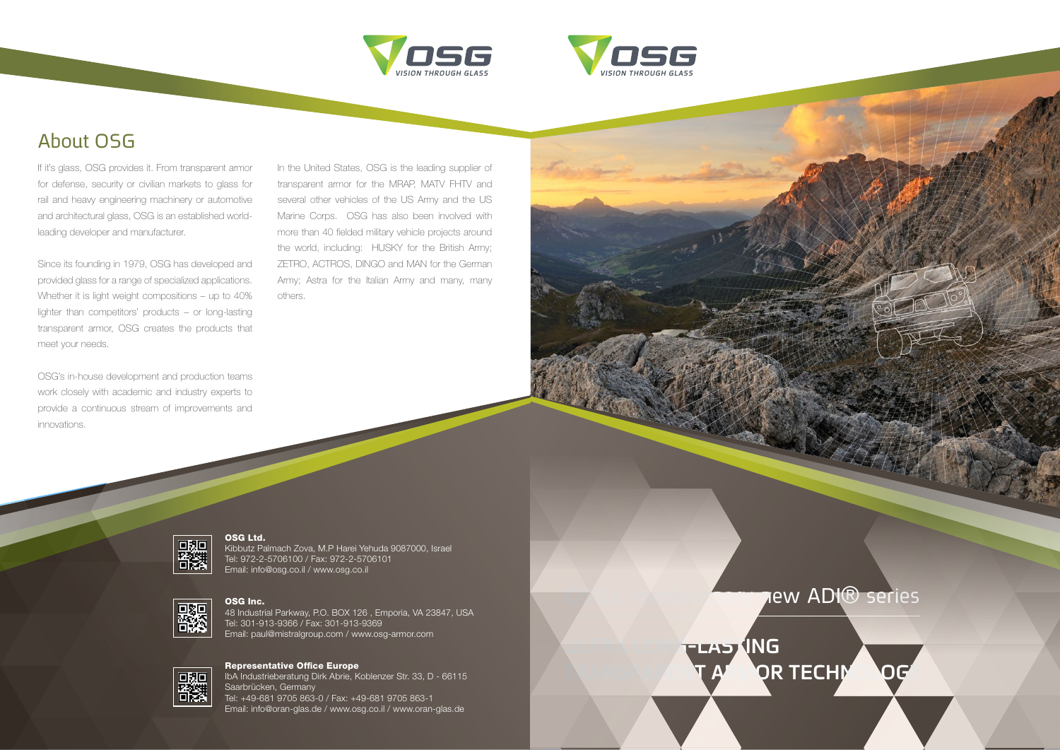OSG VISION THROUGH GLASS

## About OSG

If it's glass, OSG provides it. From transparent armor for defense, security or civilian markets to glass for rail and heavy engineering machinery or automotive and architectural glass, OSG is an established world-leading developer and manufacturer.

Since its founding in 1979, OSG has developed and provided glass for a range of specialized applications. Whether it is light weight compositions – up to 40% lighter than competitors' products – or long-lasting transparent armor, OSG creates the products that meet your needs.

OSG's in-house development and production teams work closely with academic and industry experts to provide a continuous stream of improvements and innovations.

In the United States, OSG is the leading supplier of transparent armor for the MRAP, MATV FHTV and several other vehicles of the US Army and the US Marine Corps. OSG has also been involved with more than 40 fielded military vehicle projects around the world, including: HUSKY for the British Army; ZETRO, ACTROS, DINGO and MAN for the German Army; Astra for the Italian Army and many, many others.

**OSG Ltd.**
Kibbutz Palmach Zova, M.P Harei Yehuda 9087000, Israel
Tel: 972-2-5706100 / Fax: 972-2-5706101
Email: info@osg.co.il / www.osg.co.il

**OSG Inc.**
48 Industrial Parkway, P.O. BOX 126 , Emporia, VA 23847, USA
Tel: 301-913-9366 / Fax: 301-913-9369
Email: paul@mistralgroup.com / www.osg-armor.com

**Representative Office Europe**
IbA Industrieberatung Dirk Abrie, Koblenzer Str. 33, D - 66115 Saarbrücken, Germany
Tel: +49-681 9705 863-0 / Fax: +49-681 9705 863-1
Email: info@oran-glas.de / www.osg.co.il / www.oran-glas.de

OSG VISION THROUGH GLASS

new ADI® series

-LASTING
T ARMOR TECHNOLOGY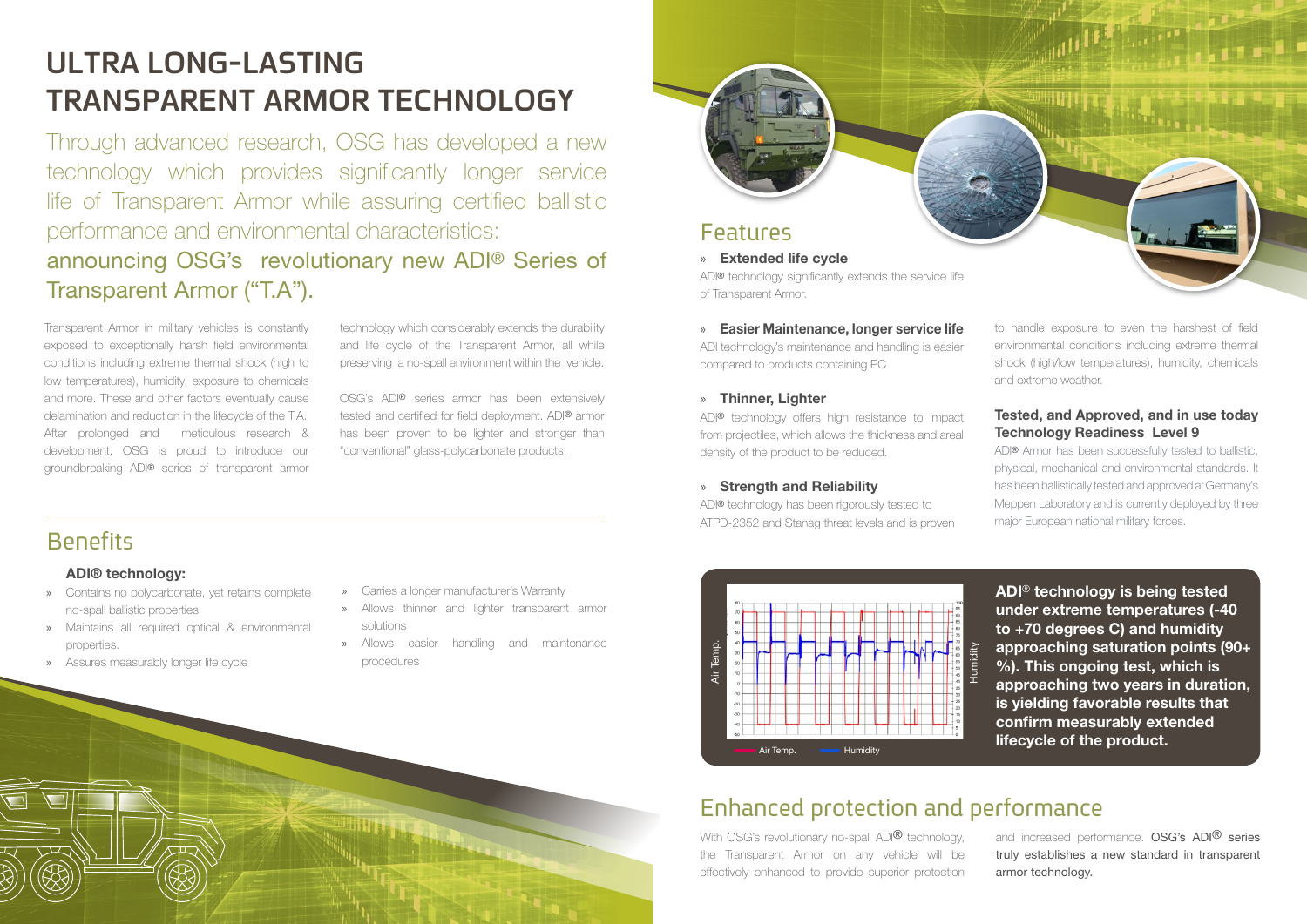# ULTRA LONG-LASTING TRANSPARENT ARMOR TECHNOLOGY

Through advanced research, OSG has developed a new technology which provides significantly longer service life of Transparent Armor while assuring certified ballistic performance and environmental characteristics:

announcing OSG's revolutionary new ADI® Series of Transparent Armor ("T.A").

Transparent Armor in military vehicles is constantly exposed to exceptionally harsh field environmental conditions including extreme thermal shock (high to low temperatures), humidity, exposure to chemicals and more. These and other factors eventually cause delamination and reduction in the lifecycle of the T.A. After prolonged and meticulous research & development, OSG is proud to introduce our groundbreaking ADI® series of transparent armor technology which considerably extends the durability and life cycle of the Transparent Armor, all while preserving a no-spall environment within the vehicle.

OSG's ADI® series armor has been extensively tested and certified for field deployment. ADI® armor has been proven to be lighter and stronger than "conventional" glass-polycarbonate products.

## Benefits

**ADI® technology:**

- Contains no polycarbonate, yet retains complete no-spall ballistic properties
- Maintains all required optical & environmental properties.
- Assures measurably longer life cycle
- Carries a longer manufacturer's Warranty
- Allows thinner and lighter transparent armor solutions
- Allows easier handling and maintenance procedures

## Features

» **Extended life cycle**

ADI® technology significantly extends the service life of Transparent Armor.

» **Easier Maintenance, longer service life**

ADI technology's maintenance and handling is easier compared to products containing PC

» **Thinner, Lighter**

ADI® technology offers high resistance to impact from projectiles, which allows the thickness and areal density of the product to be reduced.

» **Strength and Reliability**

ADI® technology has been rigorously tested to ATPD-2352 and Stanag threat levels and is proven to handle exposure to even the harshest of field environmental conditions including extreme thermal shock (high/low temperatures), humidity, chemicals and extreme weather.

**Tested, and Approved, and in use today**
**Technology Readiness Level 9**

ADI® Armor has been successfully tested to ballistic, physical, mechanical and environmental standards. It has been ballistically tested and approved at Germany's Meppen Laboratory and is currently deployed by three major European national military forces.

Air Temp.
Humidity
Air Temp. Humidity

**ADI® technology is being tested under extreme temperatures (-40 to +70 degrees C) and humidity approaching saturation points (90+ %). This ongoing test, which is approaching two years in duration, is yielding favorable results that confirm measurably extended lifecycle of the product.**

## Enhanced protection and performance

With OSG's revolutionary no-spall ADI® technology, the Transparent Armor on any vehicle will be effectively enhanced to provide superior protection and increased performance. OSG's ADI® series truly establishes a new standard in transparent armor technology.